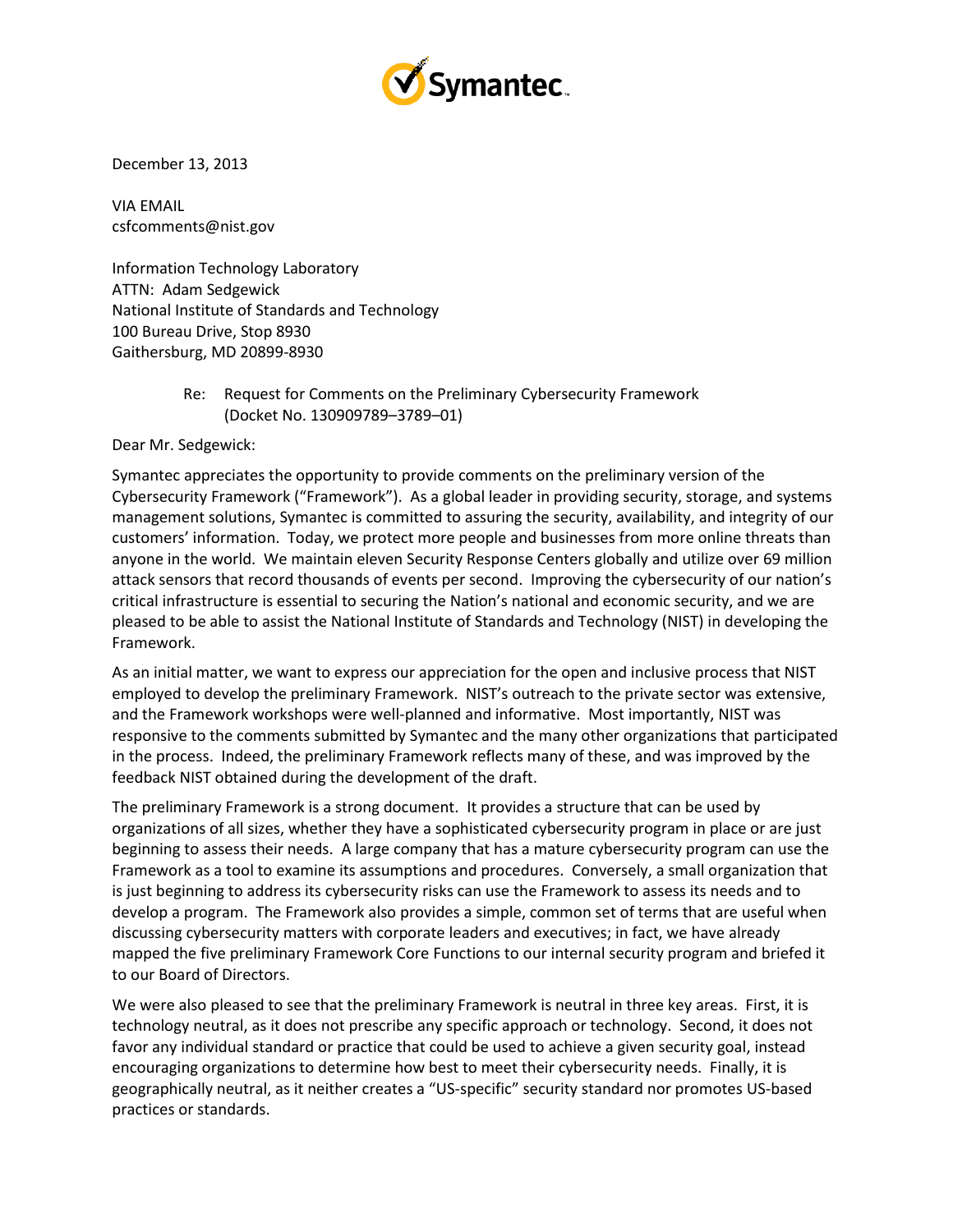December 13, 2013

VIA EMAIL
csfcomments@nist.gov

Information Technology Laboratory
ATTN: Adam Sedgewick
National Institute of Standards and Technology
100 Bureau Drive, Stop 8930
Gaithersburg, MD 20899-8930

Re: Request for Comments on the Preliminary Cybersecurity Framework
(Docket No. 130909789–3789–01)

Dear Mr. Sedgewick:

Symantec appreciates the opportunity to provide comments on the preliminary version of the Cybersecurity Framework ("Framework"). As a global leader in providing security, storage, and systems management solutions, Symantec is committed to assuring the security, availability, and integrity of our customers' information. Today, we protect more people and businesses from more online threats than anyone in the world. We maintain eleven Security Response Centers globally and utilize over 69 million attack sensors that record thousands of events per second. Improving the cybersecurity of our nation's critical infrastructure is essential to securing the Nation's national and economic security, and we are pleased to be able to assist the National Institute of Standards and Technology (NIST) in developing the Framework.

As an initial matter, we want to express our appreciation for the open and inclusive process that NIST employed to develop the preliminary Framework. NIST's outreach to the private sector was extensive, and the Framework workshops were well-planned and informative. Most importantly, NIST was responsive to the comments submitted by Symantec and the many other organizations that participated in the process. Indeed, the preliminary Framework reflects many of these, and was improved by the feedback NIST obtained during the development of the draft.

The preliminary Framework is a strong document. It provides a structure that can be used by organizations of all sizes, whether they have a sophisticated cybersecurity program in place or are just beginning to assess their needs. A large company that has a mature cybersecurity program can use the Framework as a tool to examine its assumptions and procedures. Conversely, a small organization that is just beginning to address its cybersecurity risks can use the Framework to assess its needs and to develop a program. The Framework also provides a simple, common set of terms that are useful when discussing cybersecurity matters with corporate leaders and executives; in fact, we have already mapped the five preliminary Framework Core Functions to our internal security program and briefed it to our Board of Directors.

We were also pleased to see that the preliminary Framework is neutral in three key areas. First, it is technology neutral, as it does not prescribe any specific approach or technology. Second, it does not favor any individual standard or practice that could be used to achieve a given security goal, instead encouraging organizations to determine how best to meet their cybersecurity needs. Finally, it is geographically neutral, as it neither creates a "US-specific" security standard nor promotes US-based practices or standards.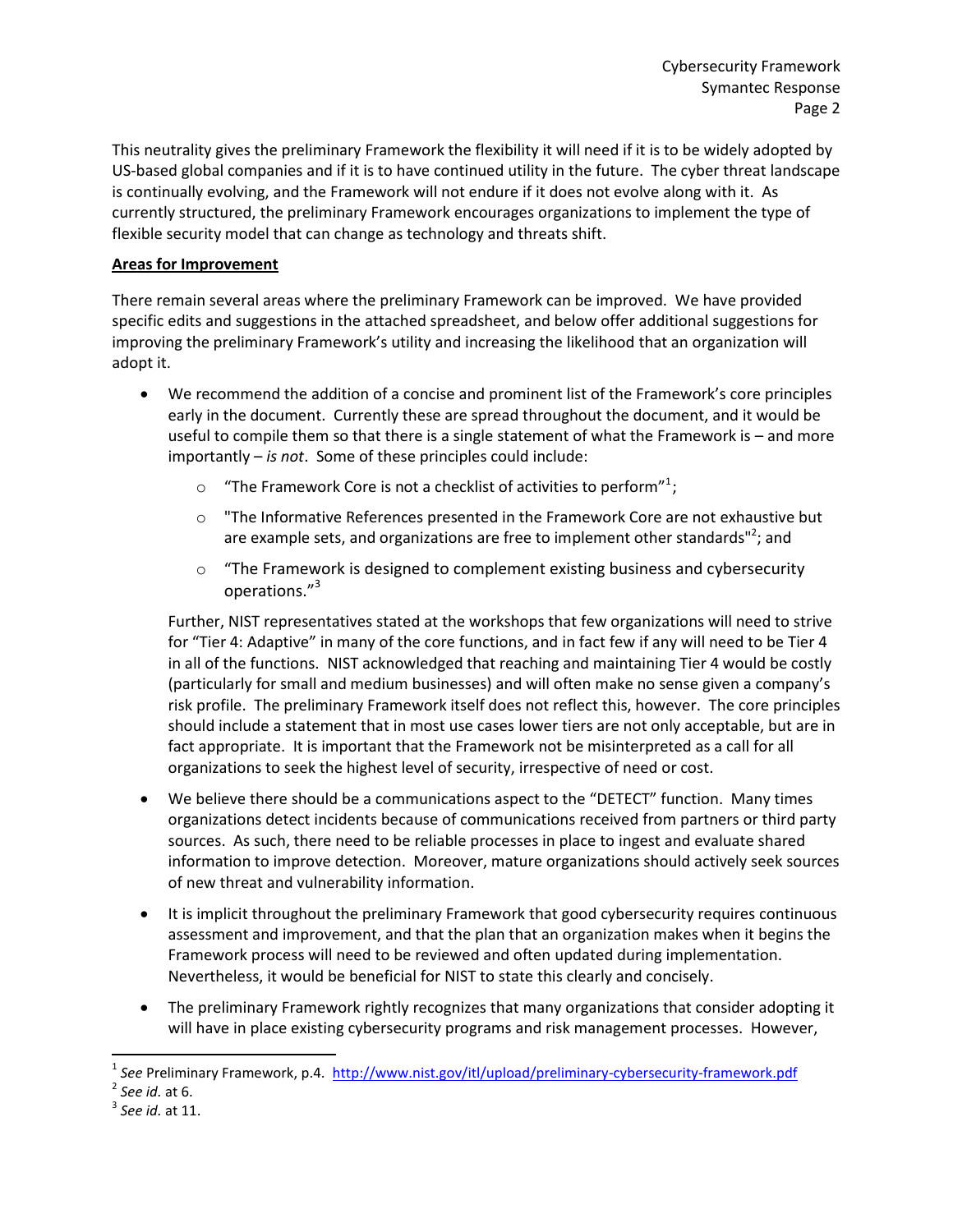This neutrality gives the preliminary Framework the flexibility it will need if it is to be widely adopted by US-based global companies and if it is to have continued utility in the future. The cyber threat landscape is continually evolving, and the Framework will not endure if it does not evolve along with it. As currently structured, the preliminary Framework encourages organizations to implement the type of flexible security model that can change as technology and threats shift.

**Areas for Improvement**

There remain several areas where the preliminary Framework can be improved. We have provided specific edits and suggestions in the attached spreadsheet, and below offer additional suggestions for improving the preliminary Framework's utility and increasing the likelihood that an organization will adopt it.

- We recommend the addition of a concise and prominent list of the Framework's core principles early in the document. Currently these are spread throughout the document, and it would be useful to compile them so that there is a single statement of what the Framework is – and more importantly – *is not*. Some of these principles could include:
    - "The Framework Core is not a checklist of activities to perform"[1];
    - "The Informative References presented in the Framework Core are not exhaustive but are example sets, and organizations are free to implement other standards"[2]; and
    - "The Framework is designed to complement existing business and cybersecurity operations."[3]

  Further, NIST representatives stated at the workshops that few organizations will need to strive for "Tier 4: Adaptive" in many of the core functions, and in fact few if any will need to be Tier 4 in all of the functions. NIST acknowledged that reaching and maintaining Tier 4 would be costly (particularly for small and medium businesses) and will often make no sense given a company's risk profile. The preliminary Framework itself does not reflect this, however. The core principles should include a statement that in most use cases lower tiers are not only acceptable, but are in fact appropriate. It is important that the Framework not be misinterpreted as a call for all organizations to seek the highest level of security, irrespective of need or cost.

- We believe there should be a communications aspect to the "DETECT" function. Many times organizations detect incidents because of communications received from partners or third party sources. As such, there need to be reliable processes in place to ingest and evaluate shared information to improve detection. Moreover, mature organizations should actively seek sources of new threat and vulnerability information.

- It is implicit throughout the preliminary Framework that good cybersecurity requires continuous assessment and improvement, and that the plan that an organization makes when it begins the Framework process will need to be reviewed and often updated during implementation. Nevertheless, it would be beneficial for NIST to state this clearly and concisely.

- The preliminary Framework rightly recognizes that many organizations that consider adopting it will have in place existing cybersecurity programs and risk management processes. However,

[1] *See* Preliminary Framework, p.4. http://www.nist.gov/itl/upload/preliminary-cybersecurity-framework.pdf

[2] *See id.* at 6.

[3] *See id.* at 11.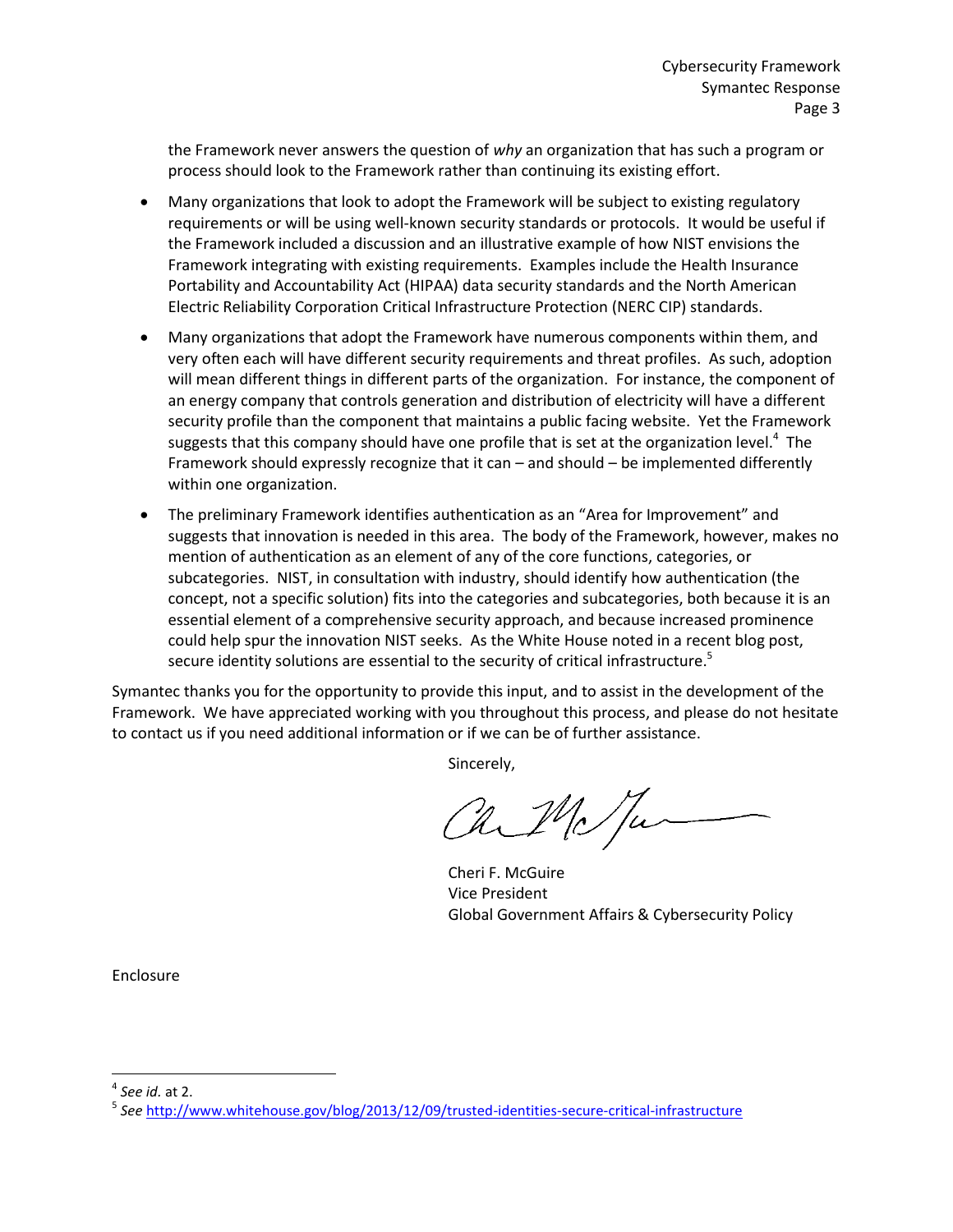the Framework never answers the question of *why* an organization that has such a program or process should look to the Framework rather than continuing its existing effort.

- Many organizations that look to adopt the Framework will be subject to existing regulatory requirements or will be using well-known security standards or protocols. It would be useful if the Framework included a discussion and an illustrative example of how NIST envisions the Framework integrating with existing requirements. Examples include the Health Insurance Portability and Accountability Act (HIPAA) data security standards and the North American Electric Reliability Corporation Critical Infrastructure Protection (NERC CIP) standards.

- Many organizations that adopt the Framework have numerous components within them, and very often each will have different security requirements and threat profiles. As such, adoption will mean different things in different parts of the organization. For instance, the component of an energy company that controls generation and distribution of electricity will have a different security profile than the component that maintains a public facing website. Yet the Framework suggests that this company should have one profile that is set at the organization level.[4] The Framework should expressly recognize that it can – and should – be implemented differently within one organization.

- The preliminary Framework identifies authentication as an "Area for Improvement" and suggests that innovation is needed in this area. The body of the Framework, however, makes no mention of authentication as an element of any of the core functions, categories, or subcategories. NIST, in consultation with industry, should identify how authentication (the concept, not a specific solution) fits into the categories and subcategories, both because it is an essential element of a comprehensive security approach, and because increased prominence could help spur the innovation NIST seeks. As the White House noted in a recent blog post, secure identity solutions are essential to the security of critical infrastructure.[5]

Symantec thanks you for the opportunity to provide this input, and to assist in the development of the Framework. We have appreciated working with you throughout this process, and please do not hesitate to contact us if you need additional information or if we can be of further assistance.

Sincerely,

Cheri F. McGuire
Vice President
Global Government Affairs & Cybersecurity Policy

Enclosure

---

[4] *See id.* at 2.

[5] *See* http://www.whitehouse.gov/blog/2013/12/09/trusted-identities-secure-critical-infrastructure